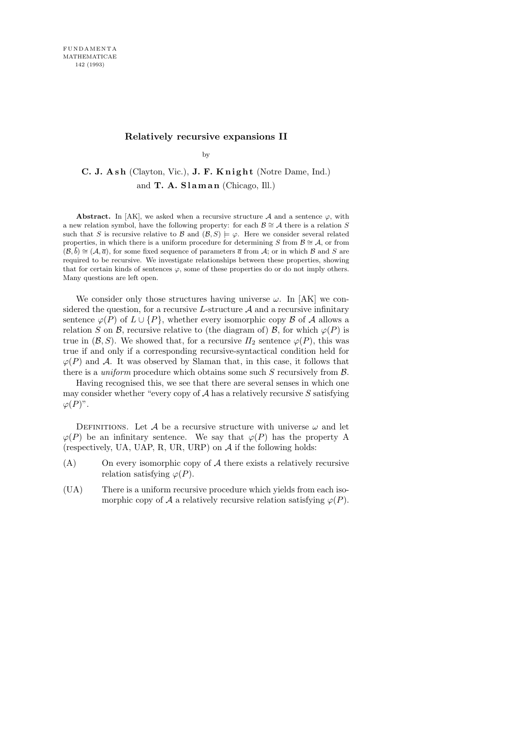# Relatively recursive expansions II

by

**C. J. Ash** (Clayton, Vic.), **J. F. Knight** (Notre Dame, Ind.) and **T. A. Slaman** (Chicago, Ill.)

**Abstract.** In [AK], we asked when a recursive structure $\mathcal{A}$ and a sentence $\varphi$, with a new relation symbol, have the following property: for each $\mathcal{B} \cong \mathcal{A}$ there is a relation $S$ such that $S$ is recursive relative to $\mathcal{B}$ and $(\mathcal{B}, S) \models \varphi$. Here we consider several related properties, in which there is a uniform procedure for determining $S$ from $\mathcal{B} \cong \mathcal{A}$, or from $(\mathcal{B}, \overline{b}) \cong (\mathcal{A}, \overline{a})$, for some fixed sequence of parameters $\overline{a}$ from $\mathcal{A}$; or in which $\mathcal{B}$ and $S$ are required to be recursive. We investigate relationships between these properties, showing that for certain kinds of sentences $\varphi$, some of these properties do or do not imply others. Many questions are left open.

We consider only those structures having universe $\omega$. In [AK] we considered the question, for a recursive $L$-structure $\mathcal{A}$ and a recursive infinitary sentence $\varphi(P)$ of $L \cup \{P\}$, whether every isomorphic copy $\mathcal{B}$ of $\mathcal{A}$ allows a relation $S$ on $\mathcal{B}$, recursive relative to (the diagram of) $\mathcal{B}$, for which $\varphi(P)$ is true in $(\mathcal{B}, S)$. We showed that, for a recursive $\Pi_2$ sentence $\varphi(P)$, this was true if and only if a corresponding recursive-syntactical condition held for $\varphi(P)$ and $\mathcal{A}$. It was observed by Slaman that, in this case, it follows that there is a *uniform* procedure which obtains some such $S$ recursively from $\mathcal{B}$.

Having recognised this, we see that there are several senses in which one may consider whether "every copy of $\mathcal{A}$ has a relatively recursive $S$ satisfying $\varphi(P)$".

DEFINITIONS. Let $\mathcal{A}$ be a recursive structure with universe $\omega$ and let $\varphi(P)$ be an infinitary sentence. We say that $\varphi(P)$ has the property A (respectively, UA, UAP, R, UR, URP) on $\mathcal{A}$ if the following holds:

- (A) On every isomorphic copy of $\mathcal{A}$ there exists a relatively recursive relation satisfying $\varphi(P)$.
- (UA) There is a uniform recursive procedure which yields from each isomorphic copy of $\mathcal{A}$ a relatively recursive relation satisfying $\varphi(P)$.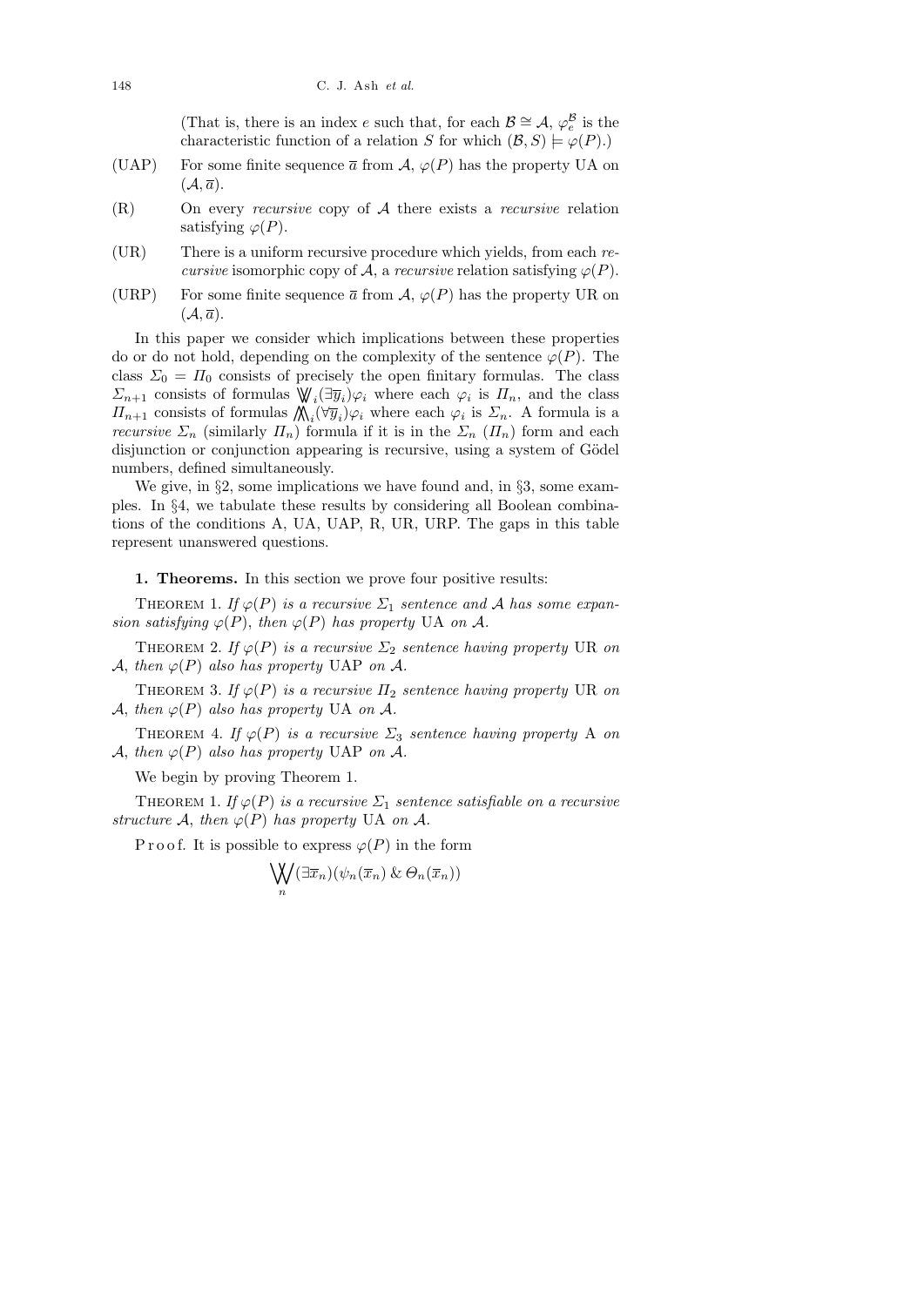(That is, there is an index $e$ such that, for each $\mathcal{B} \cong \mathcal{A}$, $\varphi_e^{\mathcal{B}}$ is the characteristic function of a relation $S$ for which $(\mathcal{B}, S) \models \varphi(P)$.)

(UAP) For some finite sequence $\overline{a}$ from $\mathcal{A}$, $\varphi(P)$ has the property UA on $(\mathcal{A}, \overline{a})$.

(R) On every *recursive* copy of $\mathcal{A}$ there exists a *recursive* relation satisfying $\varphi(P)$.

(UR) There is a uniform recursive procedure which yields, from each *recursive* isomorphic copy of $\mathcal{A}$, a *recursive* relation satisfying $\varphi(P)$.

(URP) For some finite sequence $\overline{a}$ from $\mathcal{A}$, $\varphi(P)$ has the property UR on $(\mathcal{A}, \overline{a})$.

In this paper we consider which implications between these properties do or do not hold, depending on the complexity of the sentence $\varphi(P)$. The class $\Sigma_0 = \Pi_0$ consists of precisely the open finitary formulas. The class $\Sigma_{n+1}$ consists of formulas $\bigvee\!\!\!\bigvee_i (\exists \overline{y}_i)\varphi_i$ where each $\varphi_i$ is $\Pi_n$, and the class $\Pi_{n+1}$ consists of formulas $\bigwedge\!\!\!\bigwedge_i (\forall \overline{y}_i)\varphi_i$ where each $\varphi_i$ is $\Sigma_n$. A formula is a *recursive* $\Sigma_n$ (similarly $\Pi_n$) formula if it is in the $\Sigma_n$ ($\Pi_n$) form and each disjunction or conjunction appearing is recursive, using a system of Gödel numbers, defined simultaneously.

We give, in §2, some implications we have found and, in §3, some examples. In §4, we tabulate these results by considering all Boolean combinations of the conditions A, UA, UAP, R, UR, URP. The gaps in this table represent unanswered questions.

**1. Theorems.** In this section we prove four positive results:

Theorem 1. *If $\varphi(P)$ is a recursive $\Sigma_1$ sentence and $\mathcal{A}$ has some expansion satisfying $\varphi(P)$, then $\varphi(P)$ has property* UA *on $\mathcal{A}$.*

Theorem 2. *If $\varphi(P)$ is a recursive $\Sigma_2$ sentence having property* UR *on $\mathcal{A}$, then $\varphi(P)$ also has property* UAP *on $\mathcal{A}$.*

Theorem 3. *If $\varphi(P)$ is a recursive $\Pi_2$ sentence having property* UR *on $\mathcal{A}$, then $\varphi(P)$ also has property* UA *on $\mathcal{A}$.*

Theorem 4. *If $\varphi(P)$ is a recursive $\Sigma_3$ sentence having property* A *on $\mathcal{A}$, then $\varphi(P)$ also has property* UAP *on $\mathcal{A}$.*

We begin by proving Theorem 1.

Theorem 1. *If $\varphi(P)$ is a recursive $\Sigma_1$ sentence satisfiable on a recursive structure $\mathcal{A}$, then $\varphi(P)$ has property* UA *on $\mathcal{A}$.*

Proof. It is possible to express $\varphi(P)$ in the form

$$\bigvee\!\!\!\bigvee_n (\exists \overline{x}_n)(\psi_n(\overline{x}_n) \,\&\, \Theta_n(\overline{x}_n))$$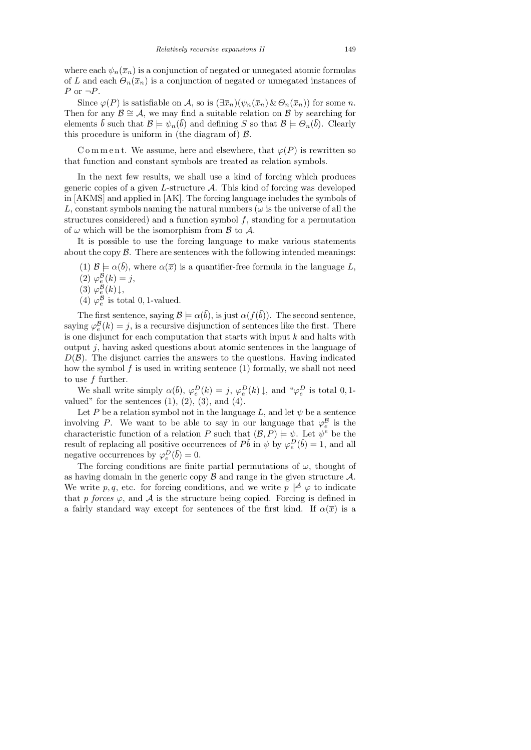where each $\psi_n(\overline{x}_n)$ is a conjunction of negated or unnegated atomic formulas of $L$ and each $\Theta_n(\overline{x}_n)$ is a conjunction of negated or unnegated instances of $P$ or $\neg P$.

Since $\varphi(P)$ is satisfiable on $\mathcal{A}$, so is $(\exists \overline{x}_n)(\psi_n(\overline{x}_n) \,\&\, \Theta_n(\overline{x}_n))$ for some $n$. Then for any $\mathcal{B} \cong \mathcal{A}$, we may find a suitable relation on $\mathcal{B}$ by searching for elements $\bar{b}$ such that $\mathcal{B} \models \psi_n(\bar{b})$ and defining $S$ so that $\mathcal{B} \models \Theta_n(\bar{b})$. Clearly this procedure is uniform in (the diagram of) $\mathcal{B}$.

C o m m e n t. We assume, here and elsewhere, that $\varphi(P)$ is rewritten so that function and constant symbols are treated as relation symbols.

In the next few results, we shall use a kind of forcing which produces generic copies of a given $L$-structure $\mathcal{A}$. This kind of forcing was developed in [AKMS] and applied in [AK]. The forcing language includes the symbols of $L$, constant symbols naming the natural numbers ($\omega$ is the universe of all the structures considered) and a function symbol $f$, standing for a permutation of $\omega$ which will be the isomorphism from $\mathcal{B}$ to $\mathcal{A}$.

It is possible to use the forcing language to make various statements about the copy $\mathcal{B}$. There are sentences with the following intended meanings:

(1) $\mathcal{B} \models \alpha(\bar{b})$, where $\alpha(\overline{x})$ is a quantifier-free formula in the language $L$,
(2) $\varphi_e^{\mathcal{B}}(k) = j$,
(3) $\varphi_e^{\mathcal{B}}(k)\downarrow$,
(4) $\varphi_e^{\mathcal{B}}$ is total $0,1$-valued.

The first sentence, saying $\mathcal{B} \models \alpha(\bar{b})$, is just $\alpha(f(\bar{b}))$. The second sentence, saying $\varphi_e^{\mathcal{B}}(k) = j$, is a recursive disjunction of sentences like the first. There is one disjunct for each computation that starts with input $k$ and halts with output $j$, having asked questions about atomic sentences in the language of $D(\mathcal{B})$. The disjunct carries the answers to the questions. Having indicated how the symbol $f$ is used in writing sentence (1) formally, we shall not need to use $f$ further.

We shall write simply $\alpha(\bar{b})$, $\varphi_e^D(k) = j$, $\varphi_e^D(k)\downarrow$, and "$\varphi_e^D$ is total $0,1$-valued" for the sentences (1), (2), (3), and (4).

Let $P$ be a relation symbol not in the language $L$, and let $\psi$ be a sentence involving $P$. We want to be able to say in our language that $\varphi_e^{\mathcal{B}}$ is the characteristic function of a relation $P$ such that $(\mathcal{B}, P) \models \psi$. Let $\psi^e$ be the result of replacing all positive occurrences of $P\bar{b}$ in $\psi$ by $\varphi_e^D(\bar{b}) = 1$, and all negative occurrences by $\varphi_e^D(\bar{b}) = 0$.

The forcing conditions are finite partial permutations of $\omega$, thought of as having domain in the generic copy $\mathcal{B}$ and range in the given structure $\mathcal{A}$. We write $p, q$, etc. for forcing conditions, and we write $p \Vdash^{\mathcal{A}} \varphi$ to indicate that $p$ *forces* $\varphi$, and $\mathcal{A}$ is the structure being copied. Forcing is defined in a fairly standard way except for sentences of the first kind. If $\alpha(\overline{x})$ is a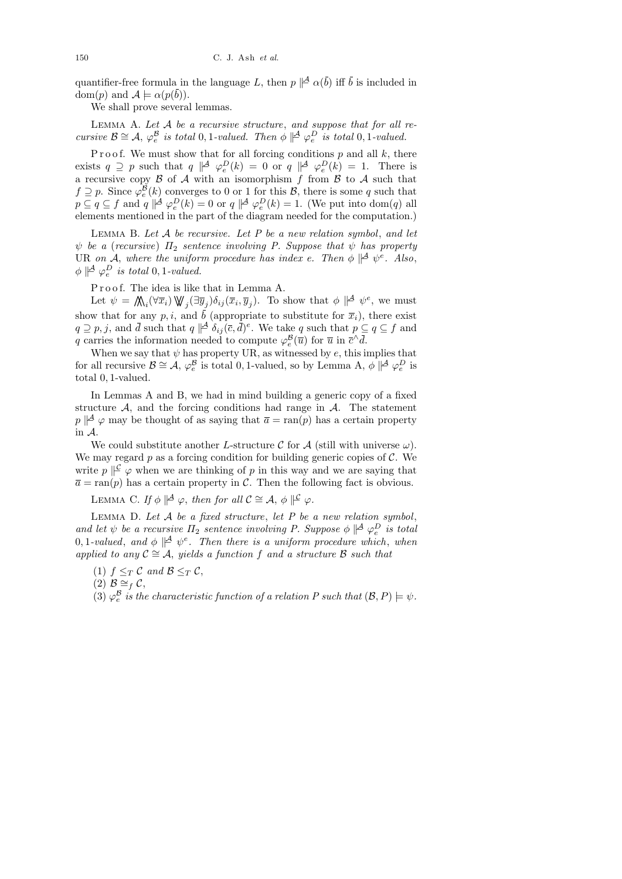quantifier-free formula in the language $L$, then $p \Vdash^{\mathcal{A}} \alpha(\bar{b})$ iff $\bar{b}$ is included in $\mathrm{dom}(p)$ and $\mathcal{A} \models \alpha(p(\bar{b}))$.

We shall prove several lemmas.

Lemma A. *Let $\mathcal{A}$ be a recursive structure, and suppose that for all recursive $\mathcal{B} \cong \mathcal{A}$, $\varphi_e^{\mathcal{B}}$ is total $0,1$-valued. Then $\phi \Vdash^{\mathcal{A}} \varphi_e^D$ is total $0,1$-valued.*

Proof. We must show that for all forcing conditions $p$ and all $k$, there exists $q \supseteq p$ such that $q \Vdash^{\mathcal{A}} \varphi_e^D(k) = 0$ or $q \Vdash^{\mathcal{A}} \varphi_e^D(k) = 1$. There is a recursive copy $\mathcal{B}$ of $\mathcal{A}$ with an isomorphism $f$ from $\mathcal{B}$ to $\mathcal{A}$ such that $f \supseteq p$. Since $\varphi_e^{\mathcal{B}}(k)$ converges to 0 or 1 for this $\mathcal{B}$, there is some $q$ such that $p \subseteq q \subseteq f$ and $q \Vdash^{\mathcal{A}} \varphi_e^D(k) = 0$ or $q \Vdash^{\mathcal{A}} \varphi_e^D(k) = 1$. (We put into $\mathrm{dom}(q)$ all elements mentioned in the part of the diagram needed for the computation.)

Lemma B. *Let $\mathcal{A}$ be recursive. Let $P$ be a new relation symbol, and let $\psi$ be a (recursive) $\Pi_2$ sentence involving $P$. Suppose that $\psi$ has property* UR *on $\mathcal{A}$, where the uniform procedure has index $e$. Then $\phi \Vdash^{\mathcal{A}} \psi^e$. Also, $\phi \Vdash^{\mathcal{A}} \varphi_e^D$ is total $0,1$-valued.*

Proof. The idea is like that in Lemma A.

Let $\psi = \bigwedge\!\!\!\bigwedge_i (\forall \overline{x}_i) \bigvee\!\!\!\bigvee_j (\exists \overline{y}_j) \delta_{ij}(\overline{x}_i, \overline{y}_j)$. To show that $\phi \Vdash^{\mathcal{A}} \psi^e$, we must show that for any $p, i$, and $\bar{b}$ (appropriate to substitute for $\overline{x}_i$), there exist $q \supseteq p, j$, and $\bar{d}$ such that $q \Vdash^{\mathcal{A}} \delta_{ij}(\bar{c}, \bar{d})^e$. We take $q$ such that $p \subseteq q \subseteq f$ and $q$ carries the information needed to compute $\varphi_e^{\mathcal{B}}(\overline{u})$ for $\overline{u}$ in $\bar{c}^\frown \bar{d}$.

When we say that $\psi$ has property UR, as witnessed by $e$, this implies that for all recursive $\mathcal{B} \cong \mathcal{A}$, $\varphi_e^{\mathcal{B}}$ is total $0,1$-valued, so by Lemma A, $\phi \Vdash^{\mathcal{A}} \varphi_e^D$ is total $0,1$-valued.

In Lemmas A and B, we had in mind building a generic copy of a fixed structure $\mathcal{A}$, and the forcing conditions had range in $\mathcal{A}$. The statement $p \Vdash^{\mathcal{A}} \varphi$ may be thought of as saying that $\overline{a} = \mathrm{ran}(p)$ has a certain property in $\mathcal{A}$.

We could substitute another $L$-structure $\mathcal{C}$ for $\mathcal{A}$ (still with universe $\omega$). We may regard $p$ as a forcing condition for building generic copies of $\mathcal{C}$. We write $p \Vdash^{\mathcal{C}} \varphi$ when we are thinking of $p$ in this way and we are saying that $\overline{a} = \mathrm{ran}(p)$ has a certain property in $\mathcal{C}$. Then the following fact is obvious.

Lemma C. *If $\phi \Vdash^{\mathcal{A}} \varphi$, then for all $\mathcal{C} \cong \mathcal{A}$, $\phi \Vdash^{\mathcal{C}} \varphi$.*

Lemma D. *Let $\mathcal{A}$ be a fixed structure, let $P$ be a new relation symbol, and let $\psi$ be a recursive $\Pi_2$ sentence involving $P$. Suppose $\phi \Vdash^{\mathcal{A}} \varphi_e^D$ is total $0,1$-valued, and $\phi \Vdash^{\mathcal{A}} \psi^e$. Then there is a uniform procedure which, when applied to any $\mathcal{C} \cong \mathcal{A}$, yields a function $f$ and a structure $\mathcal{B}$ such that*

(1) *$f \leq_T \mathcal{C}$ and $\mathcal{B} \leq_T \mathcal{C}$,*

(2) *$\mathcal{B} \cong_f \mathcal{C}$,*

(3) *$\varphi_e^{\mathcal{B}}$ is the characteristic function of a relation $P$ such that $(\mathcal{B}, P) \models \psi$.*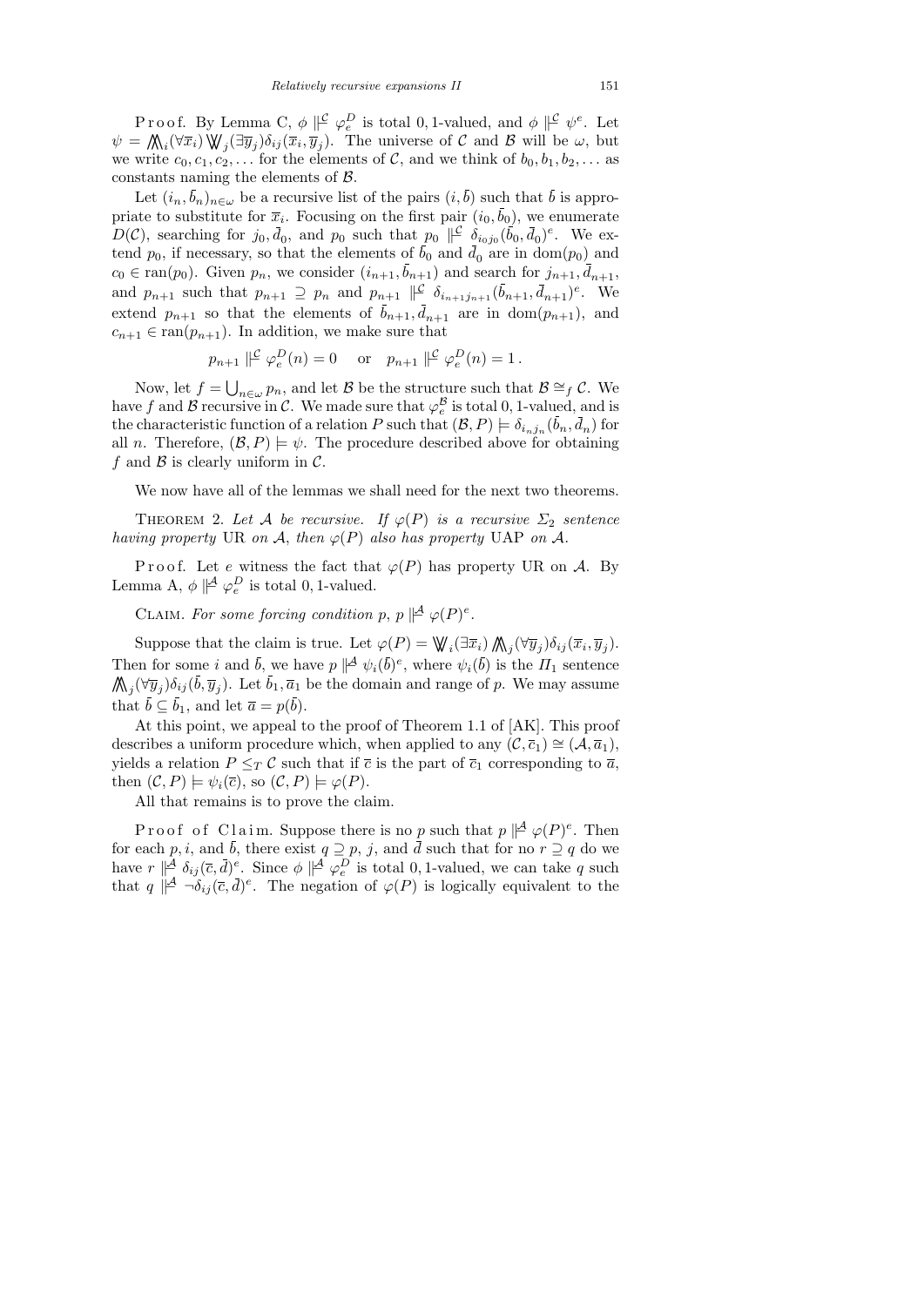Proof. By Lemma C, $\phi \Vdash^{\mathcal{C}} \varphi_e^D$ is total 0, 1-valued, and $\phi \Vdash^{\mathcal{C}} \psi^e$. Let $\psi = \bigwedge\!\!\!\bigwedge_i (\forall \overline{x}_i) \bigvee\!\!\!\bigvee_j (\exists \overline{y}_j) \delta_{ij}(\overline{x}_i, \overline{y}_j)$. The universe of $\mathcal{C}$ and $\mathcal{B}$ will be $\omega$, but we write $c_0, c_1, c_2, \ldots$ for the elements of $\mathcal{C}$, and we think of $b_0, b_1, b_2, \ldots$ as constants naming the elements of $\mathcal{B}$.

Let $(i_n, \overline{b}_n)_{n\in\omega}$ be a recursive list of the pairs $(i, \overline{b})$ such that $\overline{b}$ is appropriate to substitute for $\overline{x}_i$. Focusing on the first pair $(i_0, \overline{b}_0)$, we enumerate $D(\mathcal{C})$, searching for $j_0, \overline{d}_0$, and $p_0$ such that $p_0 \Vdash^{\mathcal{C}} \delta_{i_0 j_0}(\overline{b}_0, \overline{d}_0)^e$. We extend $p_0$, if necessary, so that the elements of $\overline{b}_0$ and $\overline{d}_0$ are in $\mathrm{dom}(p_0)$ and $c_0 \in \mathrm{ran}(p_0)$. Given $p_n$, we consider $(i_{n+1}, \overline{b}_{n+1})$ and search for $j_{n+1}, \overline{d}_{n+1}$, and $p_{n+1}$ such that $p_{n+1} \supseteq p_n$ and $p_{n+1} \Vdash^{\mathcal{C}} \delta_{i_{n+1} j_{n+1}}(\overline{b}_{n+1}, \overline{d}_{n+1})^e$. We extend $p_{n+1}$ so that the elements of $\overline{b}_{n+1}, \overline{d}_{n+1}$ are in $\mathrm{dom}(p_{n+1})$, and $c_{n+1} \in \mathrm{ran}(p_{n+1})$. In addition, we make sure that

$$p_{n+1} \Vdash^{\mathcal{C}} \varphi_e^D(n) = 0 \quad \text{ or } \quad p_{n+1} \Vdash^{\mathcal{C}} \varphi_e^D(n) = 1\,.$$

Now, let $f = \bigcup_{n\in\omega} p_n$, and let $\mathcal{B}$ be the structure such that $\mathcal{B} \cong_f \mathcal{C}$. We have $f$ and $\mathcal{B}$ recursive in $\mathcal{C}$. We made sure that $\varphi_e^{\mathcal{B}}$ is total 0, 1-valued, and is the characteristic function of a relation $P$ such that $(\mathcal{B}, P) \models \delta_{i_n j_n}(\overline{b}_n, \overline{d}_n)$ for all $n$. Therefore, $(\mathcal{B}, P) \models \psi$. The procedure described above for obtaining $f$ and $\mathcal{B}$ is clearly uniform in $\mathcal{C}$.

We now have all of the lemmas we shall need for the next two theorems.

THEOREM 2. *Let $\mathcal{A}$ be recursive. If $\varphi(P)$ is a recursive $\Sigma_2$ sentence having property* UR *on $\mathcal{A}$, then $\varphi(P)$ also has property* UAP *on $\mathcal{A}$.*

Proof. Let $e$ witness the fact that $\varphi(P)$ has property UR on $\mathcal{A}$. By Lemma A, $\phi \Vdash^{\mathcal{A}} \varphi_e^D$ is total 0, 1-valued.

CLAIM. *For some forcing condition $p$, $p \Vdash^{\mathcal{A}} \varphi(P)^e$.*

Suppose that the claim is true. Let $\varphi(P) = \bigvee\!\!\!\bigvee_i (\exists \overline{x}_i) \bigwedge\!\!\!\bigwedge_j (\forall \overline{y}_j) \delta_{ij}(\overline{x}_i, \overline{y}_j)$. Then for some $i$ and $\overline{b}$, we have $p \Vdash^{\mathcal{A}} \psi_i(\overline{b})^e$, where $\psi_i(\overline{b})$ is the $\Pi_1$ sentence $\bigwedge\!\!\!\bigwedge_j (\forall \overline{y}_j) \delta_{ij}(\overline{b}, \overline{y}_j)$. Let $\overline{b}_1, \overline{a}_1$ be the domain and range of $p$. We may assume that $\overline{b} \subseteq \overline{b}_1$, and let $\overline{a} = p(\overline{b})$.

At this point, we appeal to the proof of Theorem 1.1 of [AK]. This proof describes a uniform procedure which, when applied to any $(\mathcal{C}, \overline{c}_1) \cong (\mathcal{A}, \overline{a}_1)$, yields a relation $P \leq_T \mathcal{C}$ such that if $\overline{c}$ is the part of $\overline{c}_1$ corresponding to $\overline{a}$, then $(\mathcal{C}, P) \models \psi_i(\overline{c})$, so $(\mathcal{C}, P) \models \varphi(P)$.

All that remains is to prove the claim.

Proof of Claim. Suppose there is no $p$ such that $p \Vdash^{\mathcal{A}} \varphi(P)^e$. Then for each $p, i$, and $\overline{b}$, there exist $q \supseteq p$, $j$, and $\overline{d}$ such that for no $r \supseteq q$ do we have $r \Vdash^{\mathcal{A}} \delta_{ij}(\overline{c}, \overline{d})^e$. Since $\phi \Vdash^{\mathcal{A}} \varphi_e^D$ is total 0, 1-valued, we can take $q$ such that $q \Vdash^{\mathcal{A}} \neg\delta_{ij}(\overline{c}, \overline{d})^e$. The negation of $\varphi(P)$ is logically equivalent to the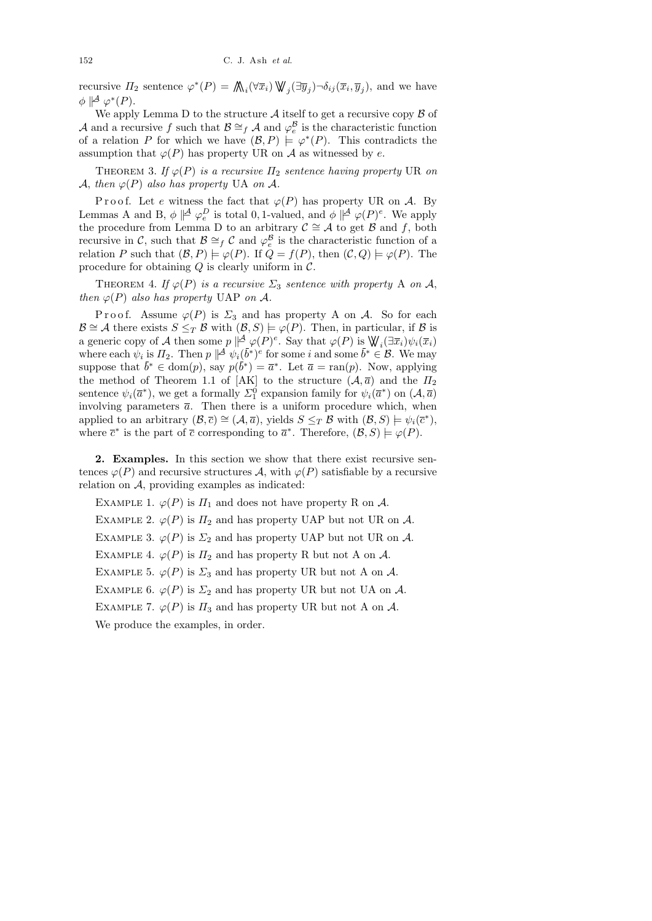recursive $\Pi_2$ sentence $\varphi^*(P) = \bigwedge\!\!\!\bigwedge_i (\forall \overline{x}_i) \bigvee\!\!\!\bigvee_j (\exists \overline{y}_j) \neg \delta_{ij}(\overline{x}_i, \overline{y}_j)$, and we have $\phi \Vdash^{\mathcal{A}} \varphi^*(P)$.

We apply Lemma D to the structure $\mathcal{A}$ itself to get a recursive copy $\mathcal{B}$ of $\mathcal{A}$ and a recursive $f$ such that $\mathcal{B} \cong_f \mathcal{A}$ and $\varphi_e^{\mathcal{B}}$ is the characteristic function of a relation $P$ for which we have $(\mathcal{B}, P) \models \varphi^*(P)$. This contradicts the assumption that $\varphi(P)$ has property UR on $\mathcal{A}$ as witnessed by $e$.

Theorem 3. *If $\varphi(P)$ is a recursive $\Pi_2$ sentence having property* UR *on $\mathcal{A}$, then $\varphi(P)$ also has property* UA *on $\mathcal{A}$.*

Proof. Let $e$ witness the fact that $\varphi(P)$ has property UR on $\mathcal{A}$. By Lemmas A and B, $\phi \Vdash^{\mathcal{A}} \varphi_e^D$ is total 0, 1-valued, and $\phi \Vdash^{\mathcal{A}} \varphi(P)^e$. We apply the procedure from Lemma D to an arbitrary $\mathcal{C} \cong \mathcal{A}$ to get $\mathcal{B}$ and $f$, both recursive in $\mathcal{C}$, such that $\mathcal{B} \cong_f \mathcal{C}$ and $\varphi_e^{\mathcal{B}}$ is the characteristic function of a relation $P$ such that $(\mathcal{B}, P) \models \varphi(P)$. If $Q = f(P)$, then $(\mathcal{C}, Q) \models \varphi(P)$. The procedure for obtaining $Q$ is clearly uniform in $\mathcal{C}$.

Theorem 4. *If $\varphi(P)$ is a recursive $\Sigma_3$ sentence with property* A *on $\mathcal{A}$, then $\varphi(P)$ also has property* UAP *on $\mathcal{A}$.*

Proof. Assume $\varphi(P)$ is $\Sigma_3$ and has property A on $\mathcal{A}$. So for each $\mathcal{B} \cong \mathcal{A}$ there exists $S \le_T \mathcal{B}$ with $(\mathcal{B}, S) \models \varphi(P)$. Then, in particular, if $\mathcal{B}$ is a generic copy of $\mathcal{A}$ then some $p \Vdash^{\mathcal{A}} \varphi(P)^e$. Say that $\varphi(P)$ is $\bigvee\!\!\!\bigvee_i (\exists \overline{x}_i) \psi_i(\overline{x}_i)$ where each $\psi_i$ is $\Pi_2$. Then $p \Vdash^{\mathcal{A}} \psi_i(\bar{b}^*)^e$ for some $i$ and some $\bar{b}^* \in \mathcal{B}$. We may suppose that $\bar{b}^* \in \mathrm{dom}(p)$, say $p(\bar{b}^*) = \overline{a}^*$. Let $\overline{a} = \mathrm{ran}(p)$. Now, applying the method of Theorem 1.1 of [AK] to the structure $(\mathcal{A}, \overline{a})$ and the $\Pi_2$ sentence $\psi_i(\overline{a}^*)$, we get a formally $\Sigma_1^0$ expansion family for $\psi_i(\overline{a}^*)$ on $(\mathcal{A}, \overline{a})$ involving parameters $\overline{a}$. Then there is a uniform procedure which, when applied to an arbitrary $(\mathcal{B}, \overline{c}) \cong (\mathcal{A}, \overline{a})$, yields $S \le_T \mathcal{B}$ with $(\mathcal{B}, S) \models \psi_i(\overline{c}^*)$, where $\overline{c}^*$ is the part of $\overline{c}$ corresponding to $\overline{a}^*$. Therefore, $(\mathcal{B}, S) \models \varphi(P)$.

**2. Examples.** In this section we show that there exist recursive sentences $\varphi(P)$ and recursive structures $\mathcal{A}$, with $\varphi(P)$ satisfiable by a recursive relation on $\mathcal{A}$, providing examples as indicated:

Example 1. $\varphi(P)$ is $\Pi_1$ and does not have property R on $\mathcal{A}$.

Example 2. $\varphi(P)$ is $\Pi_2$ and has property UAP but not UR on $\mathcal{A}$.

Example 3. $\varphi(P)$ is $\Sigma_2$ and has property UAP but not UR on $\mathcal{A}$.

Example 4. $\varphi(P)$ is $\Pi_2$ and has property R but not A on $\mathcal{A}$.

Example 5. $\varphi(P)$ is $\Sigma_3$ and has property UR but not A on $\mathcal{A}$.

Example 6. $\varphi(P)$ is $\Sigma_2$ and has property UR but not UA on $\mathcal{A}$.

Example 7. $\varphi(P)$ is $\Pi_3$ and has property UR but not A on $\mathcal{A}$.

We produce the examples, in order.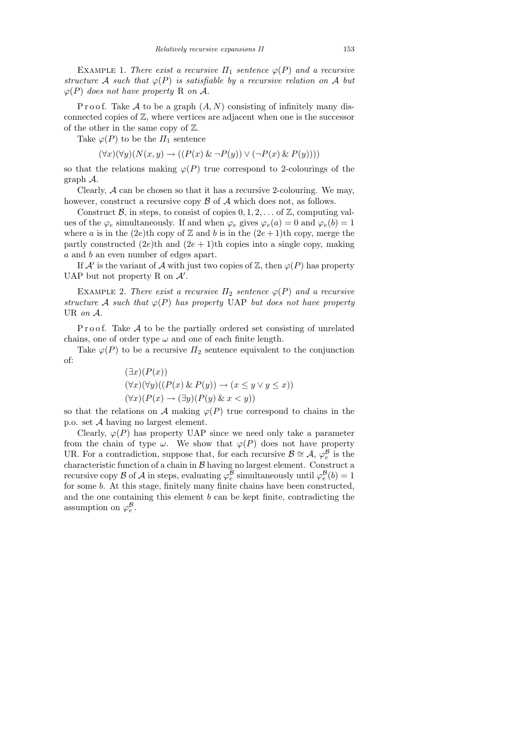Example 1. *There exist a recursive $\Pi_1$ sentence $\varphi(P)$ and a recursive structure $\mathcal{A}$ such that $\varphi(P)$ is satisfiable by a recursive relation on $\mathcal{A}$ but $\varphi(P)$ does not have property* R *on $\mathcal{A}$.*

Proof. Take $\mathcal{A}$ to be a graph $(A, N)$ consisting of infinitely many disconnected copies of $\mathbb{Z}$, where vertices are adjacent when one is the successor of the other in the same copy of $\mathbb{Z}$.

Take $\varphi(P)$ to be the $\Pi_1$ sentence

$$(\forall x)(\forall y)(N(x,y) \rightarrow ((P(x) \,\&\, \neg P(y)) \vee (\neg P(x) \,\&\, P(y))))$$

so that the relations making $\varphi(P)$ true correspond to 2-colourings of the graph $\mathcal{A}$.

Clearly, $\mathcal{A}$ can be chosen so that it has a recursive 2-colouring. We may, however, construct a recursive copy $\mathcal{B}$ of $\mathcal{A}$ which does not, as follows.

Construct $\mathcal{B}$, in steps, to consist of copies $0, 1, 2, \ldots$ of $\mathbb{Z}$, computing values of the $\varphi_e$ simultaneously. If and when $\varphi_e$ gives $\varphi_e(a) = 0$ and $\varphi_e(b) = 1$ where $a$ is in the $(2e)$th copy of $\mathbb{Z}$ and $b$ is in the $(2e+1)$th copy, merge the partly constructed $(2e)$th and $(2e+1)$th copies into a single copy, making $a$ and $b$ an even number of edges apart.

If $\mathcal{A}'$ is the variant of $\mathcal{A}$ with just two copies of $\mathbb{Z}$, then $\varphi(P)$ has property UAP but not property R on $\mathcal{A}'$.

Example 2. *There exist a recursive $\Pi_2$ sentence $\varphi(P)$ and a recursive structure $\mathcal{A}$ such that $\varphi(P)$ has property* UAP *but does not have property* UR *on $\mathcal{A}$.*

Proof. Take $\mathcal{A}$ to be the partially ordered set consisting of unrelated chains, one of order type $\omega$ and one of each finite length.

Take $\varphi(P)$ to be a recursive $\Pi_2$ sentence equivalent to the conjunction of:

$$(\exists x)(P(x))$$
$$(\forall x)(\forall y)((P(x) \,\&\, P(y)) \rightarrow (x \leq y \vee y \leq x))$$
$$(\forall x)(P(x) \rightarrow (\exists y)(P(y) \,\&\, x < y))$$

so that the relations on $\mathcal{A}$ making $\varphi(P)$ true correspond to chains in the p.o. set $\mathcal{A}$ having no largest element.

Clearly, $\varphi(P)$ has property UAP since we need only take a parameter from the chain of type $\omega$. We show that $\varphi(P)$ does not have property UR. For a contradiction, suppose that, for each recursive $\mathcal{B} \cong \mathcal{A}$, $\varphi_e^{\mathcal{B}}$ is the characteristic function of a chain in $\mathcal{B}$ having no largest element. Construct a recursive copy $\mathcal{B}$ of $\mathcal{A}$ in steps, evaluating $\varphi_e^{\mathcal{B}}$ simultaneously until $\varphi_e^{\mathcal{B}}(b) = 1$ for some $b$. At this stage, finitely many finite chains have been constructed, and the one containing this element $b$ can be kept finite, contradicting the assumption on $\varphi_e^{\mathcal{B}}$.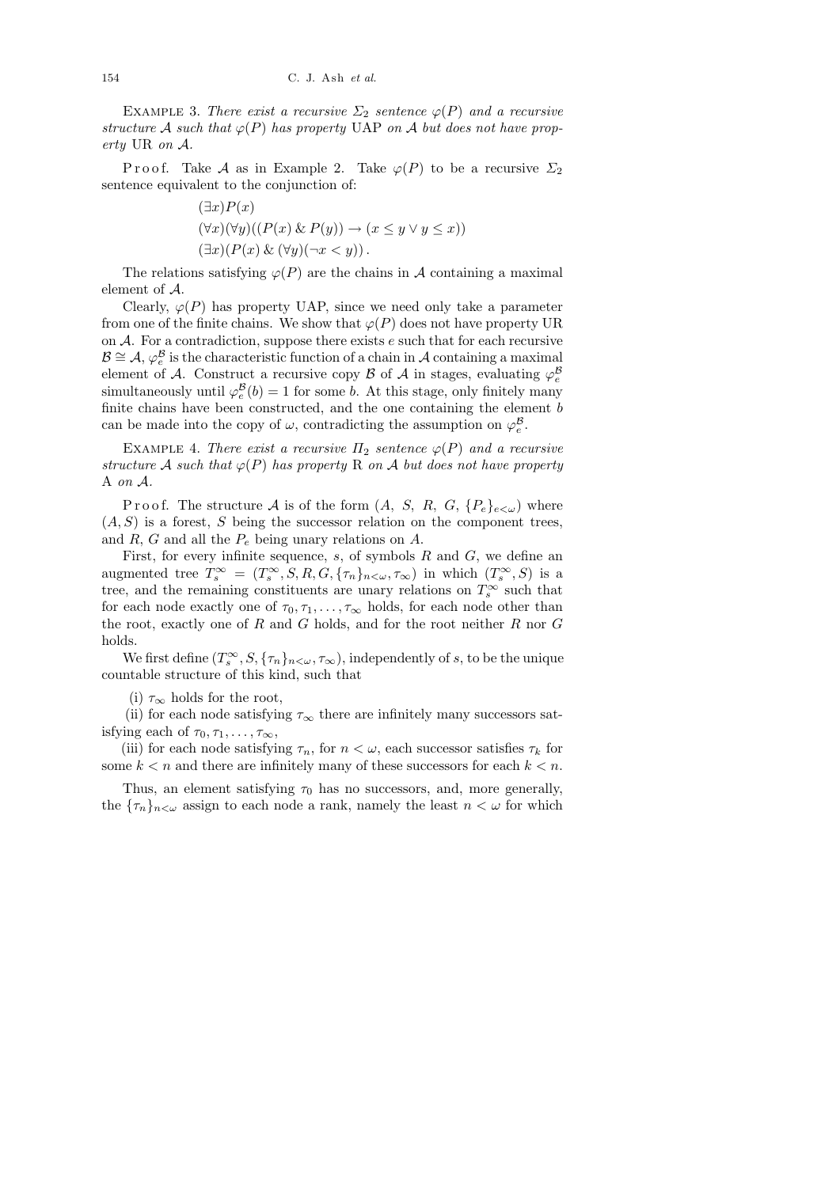EXAMPLE 3. *There exist a recursive $\Sigma_2$ sentence $\varphi(P)$ and a recursive structure $\mathcal{A}$ such that $\varphi(P)$ has property* UAP *on $\mathcal{A}$ but does not have property* UR *on $\mathcal{A}$.*

Proof. Take $\mathcal{A}$ as in Example 2. Take $\varphi(P)$ to be a recursive $\Sigma_2$ sentence equivalent to the conjunction of:

$$(\exists x)P(x)$$
$$(\forall x)(\forall y)((P(x)\ \&\ P(y)) \to (x \le y \vee y \le x))$$
$$(\exists x)(P(x)\ \&\ (\forall y)(\neg x < y)).$$

The relations satisfying $\varphi(P)$ are the chains in $\mathcal{A}$ containing a maximal element of $\mathcal{A}$.

Clearly, $\varphi(P)$ has property UAP, since we need only take a parameter from one of the finite chains. We show that $\varphi(P)$ does not have property UR on $\mathcal{A}$. For a contradiction, suppose there exists $e$ such that for each recursive $\mathcal{B} \cong \mathcal{A}$, $\varphi_e^{\mathcal{B}}$ is the characteristic function of a chain in $\mathcal{A}$ containing a maximal element of $\mathcal{A}$. Construct a recursive copy $\mathcal{B}$ of $\mathcal{A}$ in stages, evaluating $\varphi_e^{\mathcal{B}}$ simultaneously until $\varphi_e^{\mathcal{B}}(b) = 1$ for some $b$. At this stage, only finitely many finite chains have been constructed, and the one containing the element $b$ can be made into the copy of $\omega$, contradicting the assumption on $\varphi_e^{\mathcal{B}}$.

EXAMPLE 4. *There exist a recursive $\Pi_2$ sentence $\varphi(P)$ and a recursive structure $\mathcal{A}$ such that $\varphi(P)$ has property* R *on $\mathcal{A}$ but does not have property* A *on $\mathcal{A}$.*

Proof. The structure $\mathcal{A}$ is of the form $(A, S, R, G, \{P_e\}_{e<\omega})$ where $(A, S)$ is a forest, $S$ being the successor relation on the component trees, and $R$, $G$ and all the $P_e$ being unary relations on $A$.

First, for every infinite sequence, $s$, of symbols $R$ and $G$, we define an augmented tree $T_s^\infty = (T_s^\infty, S, R, G, \{\tau_n\}_{n<\omega}, \tau_\infty)$ in which $(T_s^\infty, S)$ is a tree, and the remaining constituents are unary relations on $T_s^\infty$ such that for each node exactly one of $\tau_0, \tau_1, \ldots, \tau_\infty$ holds, for each node other than the root, exactly one of $R$ and $G$ holds, and for the root neither $R$ nor $G$ holds.

We first define $(T_s^\infty, S, \{\tau_n\}_{n<\omega}, \tau_\infty)$, independently of $s$, to be the unique countable structure of this kind, such that

(i) $\tau_\infty$ holds for the root,

(ii) for each node satisfying $\tau_\infty$ there are infinitely many successors satisfying each of $\tau_0, \tau_1, \ldots, \tau_\infty$,

(iii) for each node satisfying $\tau_n$, for $n < \omega$, each successor satisfies $\tau_k$ for some $k < n$ and there are infinitely many of these successors for each $k < n$.

Thus, an element satisfying $\tau_0$ has no successors, and, more generally, the $\{\tau_n\}_{n<\omega}$ assign to each node a rank, namely the least $n < \omega$ for which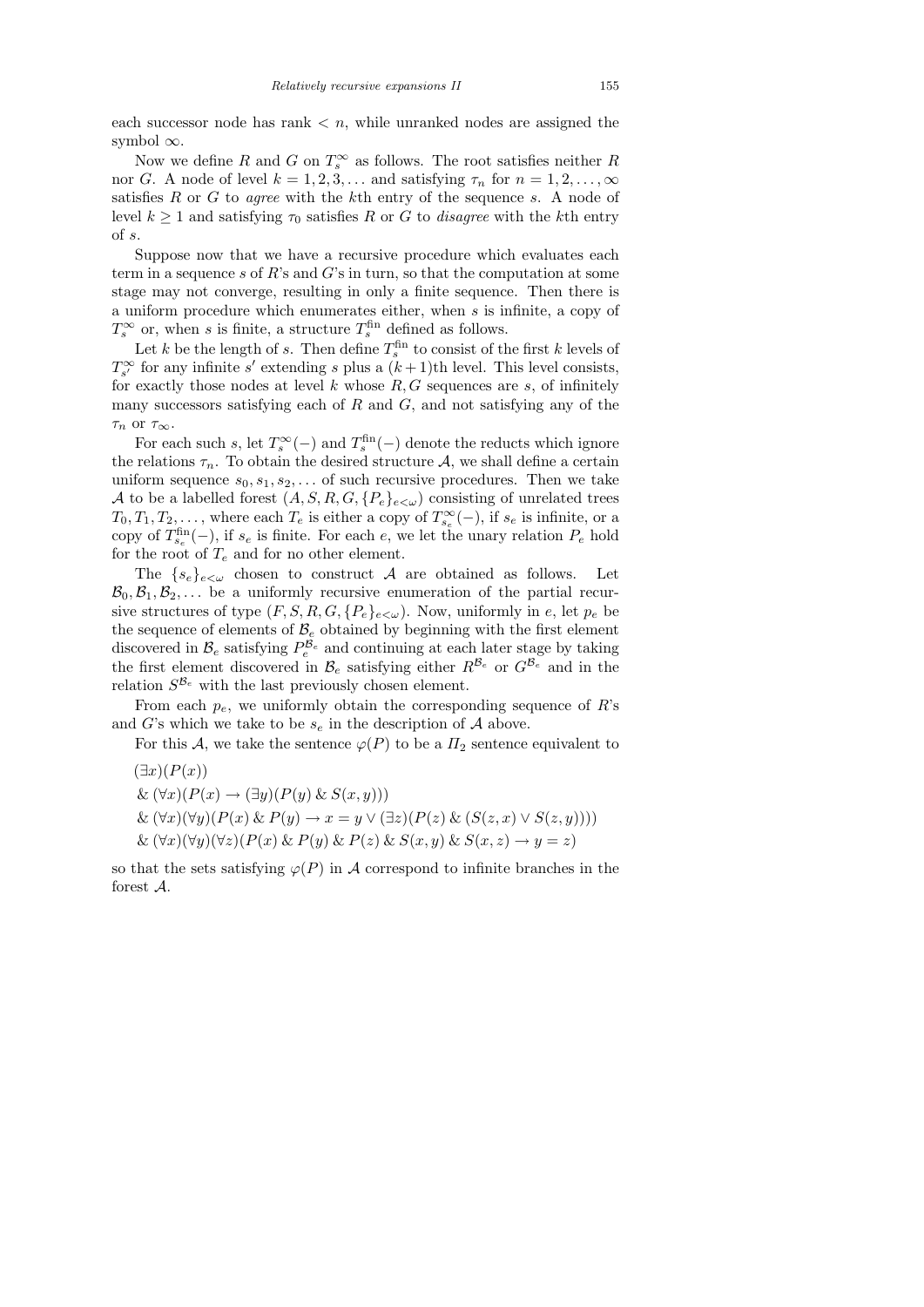each successor node has rank $< n$, while unranked nodes are assigned the symbol $\infty$.

Now we define $R$ and $G$ on $T_s^\infty$ as follows. The root satisfies neither $R$ nor $G$. A node of level $k = 1, 2, 3, \ldots$ and satisfying $\tau_n$ for $n = 1, 2, \ldots, \infty$ satisfies $R$ or $G$ to *agree* with the $k$th entry of the sequence $s$. A node of level $k \geq 1$ and satisfying $\tau_0$ satisfies $R$ or $G$ to *disagree* with the $k$th entry of $s$.

Suppose now that we have a recursive procedure which evaluates each term in a sequence $s$ of $R$'s and $G$'s in turn, so that the computation at some stage may not converge, resulting in only a finite sequence. Then there is a uniform procedure which enumerates either, when $s$ is infinite, a copy of $T_s^\infty$ or, when $s$ is finite, a structure $T_s^{\mathrm{fin}}$ defined as follows.

Let $k$ be the length of $s$. Then define $T_s^{\mathrm{fin}}$ to consist of the first $k$ levels of $T_{s'}^\infty$ for any infinite $s'$ extending $s$ plus a $(k+1)$th level. This level consists, for exactly those nodes at level $k$ whose $R, G$ sequences are $s$, of infinitely many successors satisfying each of $R$ and $G$, and not satisfying any of the $\tau_n$ or $\tau_\infty$.

For each such $s$, let $T_s^\infty(-)$ and $T_s^{\mathrm{fin}}(-)$ denote the reducts which ignore the relations $\tau_n$. To obtain the desired structure $\mathcal{A}$, we shall define a certain uniform sequence $s_0, s_1, s_2, \ldots$ of such recursive procedures. Then we take $\mathcal{A}$ to be a labelled forest $(A, S, R, G, \{P_e\}_{e<\omega})$ consisting of unrelated trees $T_0, T_1, T_2, \ldots$, where each $T_e$ is either a copy of $T_{s_e}^\infty(-)$, if $s_e$ is infinite, or a copy of $T_{s_e}^{\mathrm{fin}}(-)$, if $s_e$ is finite. For each $e$, we let the unary relation $P_e$ hold for the root of $T_e$ and for no other element.

The $\{s_e\}_{e<\omega}$ chosen to construct $\mathcal{A}$ are obtained as follows. Let $\mathcal{B}_0, \mathcal{B}_1, \mathcal{B}_2, \ldots$ be a uniformly recursive enumeration of the partial recursive structures of type $(F, S, R, G, \{P_e\}_{e<\omega})$. Now, uniformly in $e$, let $p_e$ be the sequence of elements of $\mathcal{B}_e$ obtained by beginning with the first element discovered in $\mathcal{B}_e$ satisfying $P_e^{\mathcal{B}_e}$ and continuing at each later stage by taking the first element discovered in $\mathcal{B}_e$ satisfying either $R^{\mathcal{B}_e}$ or $G^{\mathcal{B}_e}$ and in the relation $S^{\mathcal{B}_e}$ with the last previously chosen element.

From each $p_e$, we uniformly obtain the corresponding sequence of $R$'s and $G$'s which we take to be $s_e$ in the description of $\mathcal{A}$ above.

For this $\mathcal{A}$, we take the sentence $\varphi(P)$ to be a $\Pi_2$ sentence equivalent to

$$
\begin{aligned}
&(\exists x)(P(x))\\
&\;\&\; (\forall x)(P(x) \rightarrow (\exists y)(P(y) \;\&\; S(x, y)))\\
&\;\&\; (\forall x)(\forall y)(P(x) \;\&\; P(y) \rightarrow x = y \vee (\exists z)(P(z) \;\&\; (S(z, x) \vee S(z, y))))\\
&\;\&\; (\forall x)(\forall y)(\forall z)(P(x) \;\&\; P(y) \;\&\; P(z) \;\&\; S(x, y) \;\&\; S(x, z) \rightarrow y = z)
\end{aligned}
$$

so that the sets satisfying $\varphi(P)$ in $\mathcal{A}$ correspond to infinite branches in the forest $\mathcal{A}$.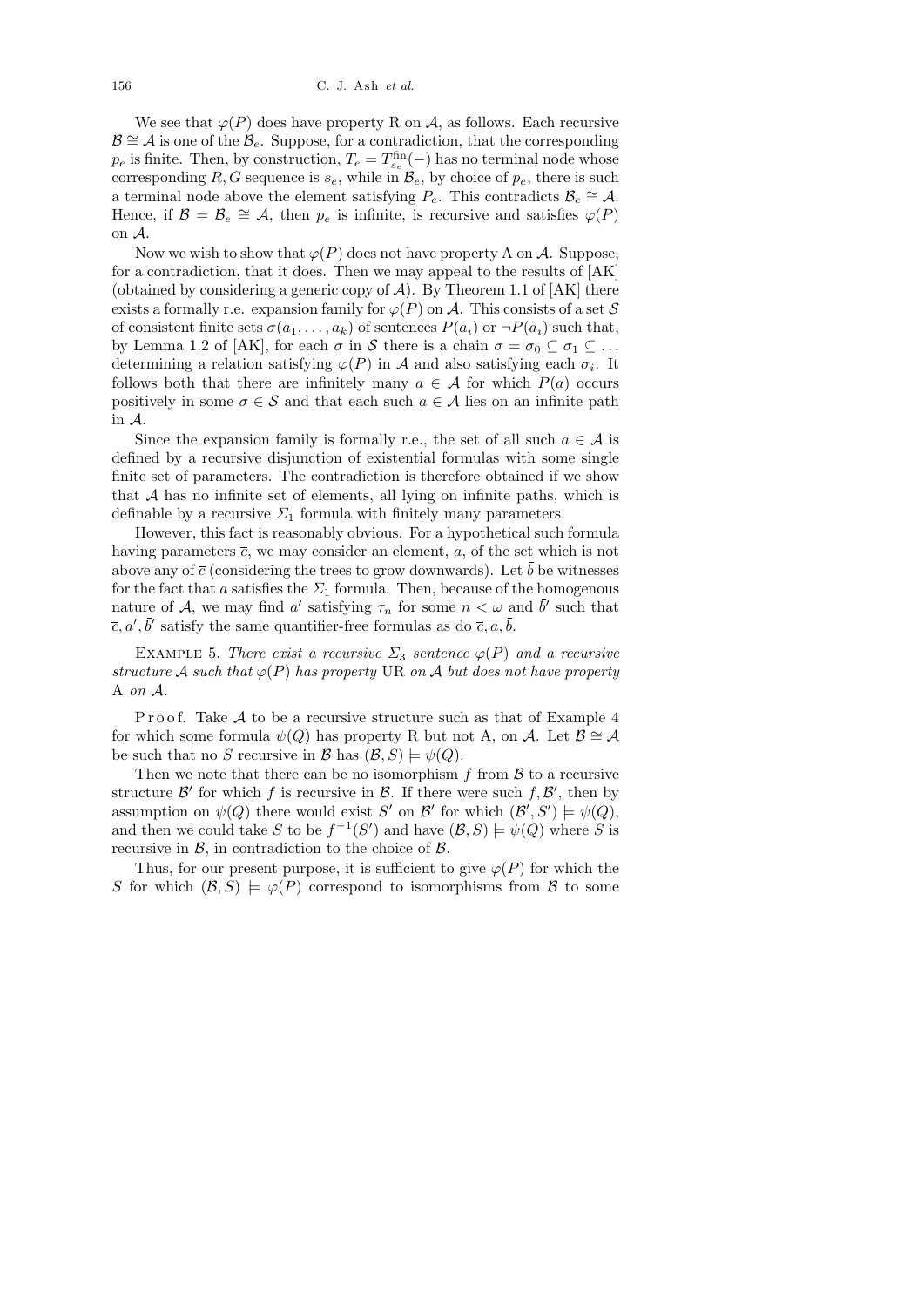We see that $\varphi(P)$ does have property R on $\mathcal{A}$, as follows. Each recursive $\mathcal{B} \cong \mathcal{A}$ is one of the $\mathcal{B}_e$. Suppose, for a contradiction, that the corresponding $p_e$ is finite. Then, by construction, $T_e = T^{\text{fin}}_{s_e}(-)$ has no terminal node whose corresponding $R, G$ sequence is $s_e$, while in $\mathcal{B}_e$, by choice of $p_e$, there is such a terminal node above the element satisfying $P_e$. This contradicts $\mathcal{B}_e \cong \mathcal{A}$. Hence, if $\mathcal{B} = \mathcal{B}_e \cong \mathcal{A}$, then $p_e$ is infinite, is recursive and satisfies $\varphi(P)$ on $\mathcal{A}$.

Now we wish to show that $\varphi(P)$ does not have property A on $\mathcal{A}$. Suppose, for a contradiction, that it does. Then we may appeal to the results of [AK] (obtained by considering a generic copy of $\mathcal{A}$). By Theorem 1.1 of [AK] there exists a formally r.e. expansion family for $\varphi(P)$ on $\mathcal{A}$. This consists of a set $\mathcal{S}$ of consistent finite sets $\sigma(a_1, \ldots, a_k)$ of sentences $P(a_i)$ or $\neg P(a_i)$ such that, by Lemma 1.2 of [AK], for each $\sigma$ in $\mathcal{S}$ there is a chain $\sigma = \sigma_0 \subseteq \sigma_1 \subseteq \ldots$ determining a relation satisfying $\varphi(P)$ in $\mathcal{A}$ and also satisfying each $\sigma_i$. It follows both that there are infinitely many $a \in \mathcal{A}$ for which $P(a)$ occurs positively in some $\sigma \in \mathcal{S}$ and that each such $a \in \mathcal{A}$ lies on an infinite path in $\mathcal{A}$.

Since the expansion family is formally r.e., the set of all such $a \in \mathcal{A}$ is defined by a recursive disjunction of existential formulas with some single finite set of parameters. The contradiction is therefore obtained if we show that $\mathcal{A}$ has no infinite set of elements, all lying on infinite paths, which is definable by a recursive $\Sigma_1$ formula with finitely many parameters.

However, this fact is reasonably obvious. For a hypothetical such formula having parameters $\overline{c}$, we may consider an element, $a$, of the set which is not above any of $\overline{c}$ (considering the trees to grow downwards). Let $\bar{b}$ be witnesses for the fact that $a$ satisfies the $\Sigma_1$ formula. Then, because of the homogenous nature of $\mathcal{A}$, we may find $a'$ satisfying $\tau_n$ for some $n < \omega$ and $\bar{b}'$ such that $\overline{c}, a', \bar{b}'$ satisfy the same quantifier-free formulas as do $\overline{c}, a, \bar{b}$.

Example 5. *There exist a recursive $\Sigma_3$ sentence $\varphi(P)$ and a recursive structure $\mathcal{A}$ such that $\varphi(P)$ has property* UR *on $\mathcal{A}$ but does not have property* A *on $\mathcal{A}$.*

Proof. Take $\mathcal{A}$ to be a recursive structure such as that of Example 4 for which some formula $\psi(Q)$ has property R but not A, on $\mathcal{A}$. Let $\mathcal{B} \cong \mathcal{A}$ be such that no $S$ recursive in $\mathcal{B}$ has $(\mathcal{B}, S) \models \psi(Q)$.

Then we note that there can be no isomorphism $f$ from $\mathcal{B}$ to a recursive structure $\mathcal{B}'$ for which $f$ is recursive in $\mathcal{B}$. If there were such $f, \mathcal{B}'$, then by assumption on $\psi(Q)$ there would exist $S'$ on $\mathcal{B}'$ for which $(\mathcal{B}', S') \models \psi(Q)$, and then we could take $S$ to be $f^{-1}(S')$ and have $(\mathcal{B}, S) \models \psi(Q)$ where $S$ is recursive in $\mathcal{B}$, in contradiction to the choice of $\mathcal{B}$.

Thus, for our present purpose, it is sufficient to give $\varphi(P)$ for which the $S$ for which $(\mathcal{B}, S) \models \varphi(P)$ correspond to isomorphisms from $\mathcal{B}$ to some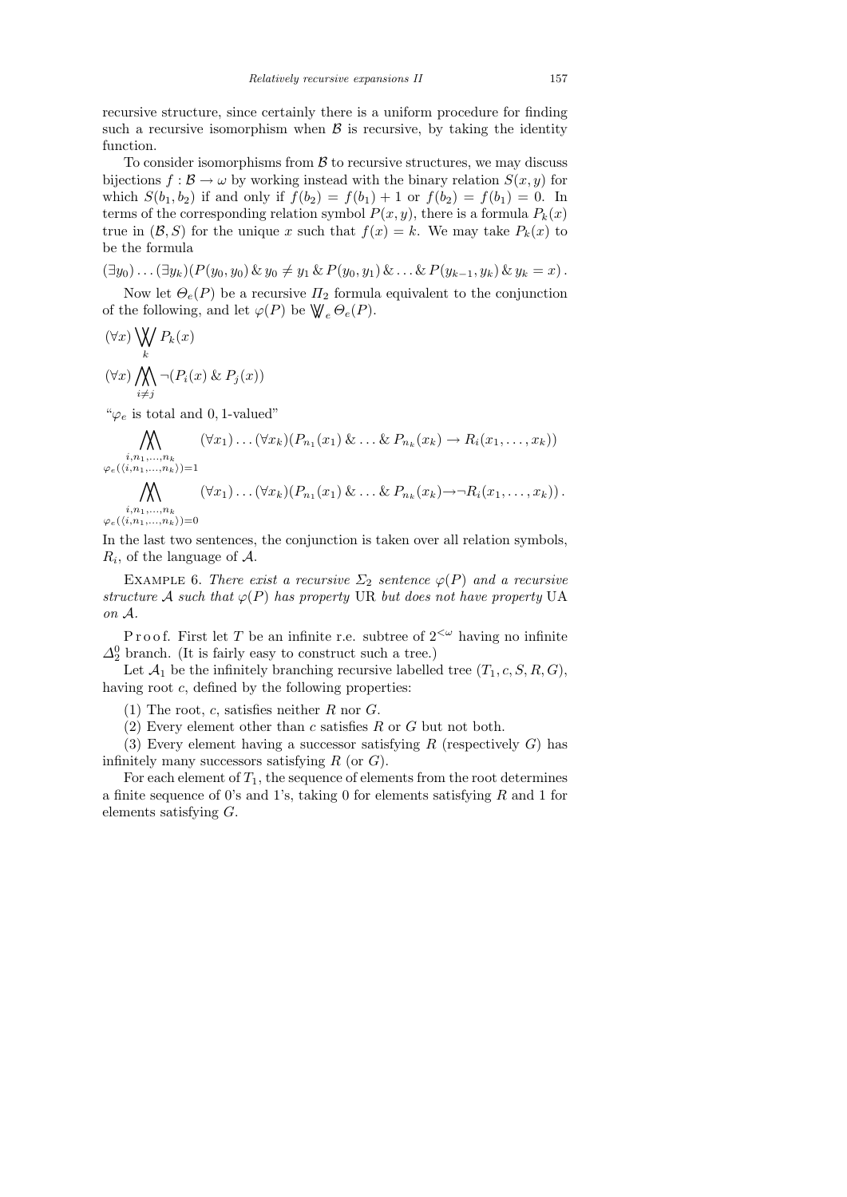recursive structure, since certainly there is a uniform procedure for finding such a recursive isomorphism when $\mathcal{B}$ is recursive, by taking the identity function.

To consider isomorphisms from $\mathcal{B}$ to recursive structures, we may discuss bijections $f : \mathcal{B} \to \omega$ by working instead with the binary relation $S(x, y)$ for which $S(b_1, b_2)$ if and only if $f(b_2) = f(b_1) + 1$ or $f(b_2) = f(b_1) = 0$. In terms of the corresponding relation symbol $P(x, y)$, there is a formula $P_k(x)$ true in $(\mathcal{B}, S)$ for the unique $x$ such that $f(x) = k$. We may take $P_k(x)$ to be the formula

$$(\exists y_0) \ldots (\exists y_k)(P(y_0, y_0) \mathbin{\&} y_0 \neq y_1 \mathbin{\&} P(y_0, y_1) \mathbin{\&} \ldots \mathbin{\&} P(y_{k-1}, y_k) \mathbin{\&} y_k = x)\,.$$

Now let $\Theta_e(P)$ be a recursive $\Pi_2$ formula equivalent to the conjunction of the following, and let $\varphi(P)$ be $\bigvee\!\!\!\bigvee_e \Theta_e(P)$.

$$(\forall x) \bigvee\!\!\!\bigvee_k P_k(x)$$

$$(\forall x) \bigwedge\!\!\!\bigwedge_{i \neq j} \neg(P_i(x) \mathbin{\&} P_j(x))$$

"$\varphi_e$ is total and 0, 1-valued"

$$\bigwedge\!\!\!\bigwedge_{\substack{i, n_1, \ldots, n_k \\ \varphi_e(\langle i, n_1, \ldots, n_k \rangle) = 1}} (\forall x_1) \ldots (\forall x_k)(P_{n_1}(x_1) \mathbin{\&} \ldots \mathbin{\&} P_{n_k}(x_k) \to R_i(x_1, \ldots, x_k))$$

$$\bigwedge\!\!\!\bigwedge_{\substack{i, n_1, \ldots, n_k \\ \varphi_e(\langle i, n_1, \ldots, n_k \rangle) = 0}} (\forall x_1) \ldots (\forall x_k)(P_{n_1}(x_1) \mathbin{\&} \ldots \mathbin{\&} P_{n_k}(x_k) \to \neg R_i(x_1, \ldots, x_k))\,.$$

In the last two sentences, the conjunction is taken over all relation symbols, $R_i$, of the language of $\mathcal{A}$.

Example 6. *There exist a recursive $\Sigma_2$ sentence $\varphi(P)$ and a recursive structure $\mathcal{A}$ such that $\varphi(P)$ has property* UR *but does not have property* UA *on $\mathcal{A}$.*

Proof. First let $T$ be an infinite r.e. subtree of $2^{<\omega}$ having no infinite $\Delta^0_2$ branch. (It is fairly easy to construct such a tree.)

Let $\mathcal{A}_1$ be the infinitely branching recursive labelled tree $(T_1, c, S, R, G)$, having root $c$, defined by the following properties:

(1) The root, $c$, satisfies neither $R$ nor $G$.

(2) Every element other than $c$ satisfies $R$ or $G$ but not both.

(3) Every element having a successor satisfying $R$ (respectively $G$) has infinitely many successors satisfying $R$ (or $G$).

For each element of $T_1$, the sequence of elements from the root determines a finite sequence of 0's and 1's, taking 0 for elements satisfying $R$ and 1 for elements satisfying $G$.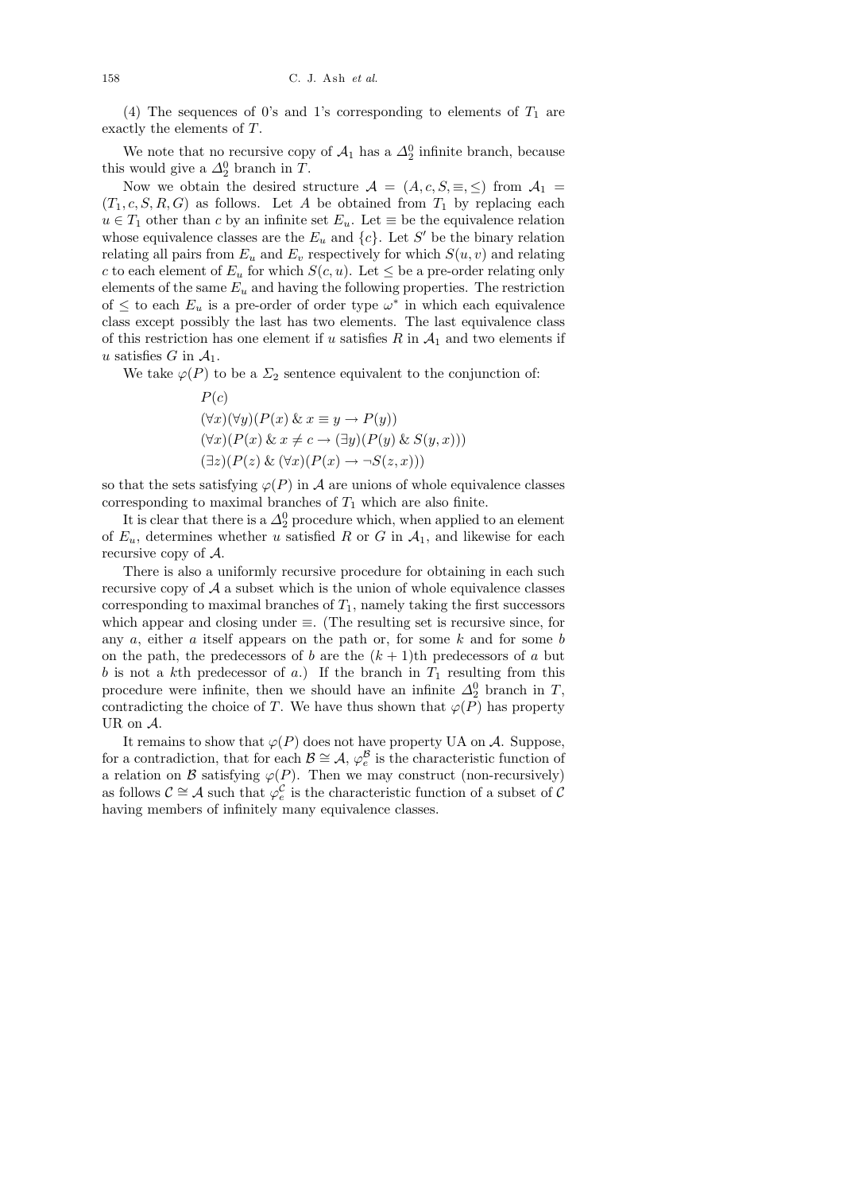(4) The sequences of 0's and 1's corresponding to elements of $T_1$ are exactly the elements of $T$.

We note that no recursive copy of $\mathcal{A}_1$ has a $\Delta^0_2$ infinite branch, because this would give a $\Delta^0_2$ branch in $T$.

Now we obtain the desired structure $\mathcal{A} = (A, c, S, \equiv, \leq)$ from $\mathcal{A}_1 = (T_1, c, S, R, G)$ as follows. Let $A$ be obtained from $T_1$ by replacing each $u \in T_1$ other than $c$ by an infinite set $E_u$. Let $\equiv$ be the equivalence relation whose equivalence classes are the $E_u$ and $\{c\}$. Let $S'$ be the binary relation relating all pairs from $E_u$ and $E_v$ respectively for which $S(u, v)$ and relating $c$ to each element of $E_u$ for which $S(c, u)$. Let $\leq$ be a pre-order relating only elements of the same $E_u$ and having the following properties. The restriction of $\leq$ to each $E_u$ is a pre-order of order type $\omega^*$ in which each equivalence class except possibly the last has two elements. The last equivalence class of this restriction has one element if $u$ satisfies $R$ in $\mathcal{A}_1$ and two elements if $u$ satisfies $G$ in $\mathcal{A}_1$.

We take $\varphi(P)$ to be a $\Sigma_2$ sentence equivalent to the conjunction of:

$$P(c)$$
$$(\forall x)(\forall y)(P(x) \,\&\, x \equiv y \rightarrow P(y))$$
$$(\forall x)(P(x) \,\&\, x \neq c \rightarrow (\exists y)(P(y) \,\&\, S(y, x)))$$
$$(\exists z)(P(z) \,\&\, (\forall x)(P(x) \rightarrow \neg S(z, x)))$$

so that the sets satisfying $\varphi(P)$ in $\mathcal{A}$ are unions of whole equivalence classes corresponding to maximal branches of $T_1$ which are also finite.

It is clear that there is a $\Delta^0_2$ procedure which, when applied to an element of $E_u$, determines whether $u$ satisfied $R$ or $G$ in $\mathcal{A}_1$, and likewise for each recursive copy of $\mathcal{A}$.

There is also a uniformly recursive procedure for obtaining in each such recursive copy of $\mathcal{A}$ a subset which is the union of whole equivalence classes corresponding to maximal branches of $T_1$, namely taking the first successors which appear and closing under $\equiv$. (The resulting set is recursive since, for any $a$, either $a$ itself appears on the path or, for some $k$ and for some $b$ on the path, the predecessors of $b$ are the $(k+1)$th predecessors of $a$ but $b$ is not a $k$th predecessor of $a$.) If the branch in $T_1$ resulting from this procedure were infinite, then we should have an infinite $\Delta^0_2$ branch in $T$, contradicting the choice of $T$. We have thus shown that $\varphi(P)$ has property UR on $\mathcal{A}$.

It remains to show that $\varphi(P)$ does not have property UA on $\mathcal{A}$. Suppose, for a contradiction, that for each $\mathcal{B} \cong \mathcal{A}$, $\varphi^{\mathcal{B}}_e$ is the characteristic function of a relation on $\mathcal{B}$ satisfying $\varphi(P)$. Then we may construct (non-recursively) as follows $\mathcal{C} \cong \mathcal{A}$ such that $\varphi^{\mathcal{C}}_e$ is the characteristic function of a subset of $\mathcal{C}$ having members of infinitely many equivalence classes.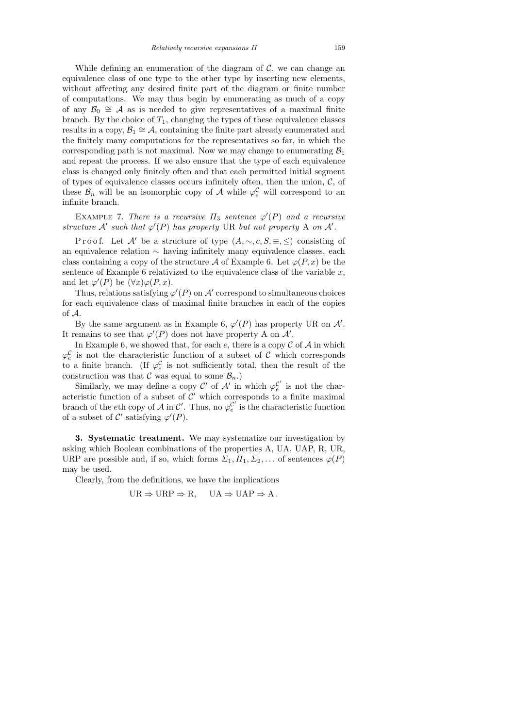While defining an enumeration of the diagram of $\mathcal{C}$, we can change an equivalence class of one type to the other type by inserting new elements, without affecting any desired finite part of the diagram or finite number of computations. We may thus begin by enumerating as much of a copy of any $\mathcal{B}_0 \cong \mathcal{A}$ as is needed to give representatives of a maximal finite branch. By the choice of $T_1$, changing the types of these equivalence classes results in a copy, $\mathcal{B}_1 \cong \mathcal{A}$, containing the finite part already enumerated and the finitely many computations for the representatives so far, in which the corresponding path is not maximal. Now we may change to enumerating $\mathcal{B}_1$ and repeat the process. If we also ensure that the type of each equivalence class is changed only finitely often and that each permitted initial segment of types of equivalence classes occurs infinitely often, then the union, $\mathcal{C}$, of these $\mathcal{B}_n$ will be an isomorphic copy of $\mathcal{A}$ while $\varphi_e^{\mathcal{C}}$ will correspond to an infinite branch.

Example 7. *There is a recursive $\Pi_3$ sentence $\varphi'(P)$ and a recursive structure $\mathcal{A}'$ such that $\varphi'(P)$ has property* UR *but not property* A *on $\mathcal{A}'$.*

Proof. Let $\mathcal{A}'$ be a structure of type $(A, \sim, c, S, \equiv, \leq)$ consisting of an equivalence relation $\sim$ having infinitely many equivalence classes, each class containing a copy of the structure $\mathcal{A}$ of Example 6. Let $\varphi(P, x)$ be the sentence of Example 6 relativized to the equivalence class of the variable $x$, and let $\varphi'(P)$ be $(\forall x)\varphi(P, x)$.

Thus, relations satisfying $\varphi'(P)$ on $\mathcal{A}'$ correspond to simultaneous choices for each equivalence class of maximal finite branches in each of the copies of $\mathcal{A}$.

By the same argument as in Example 6, $\varphi'(P)$ has property UR on $\mathcal{A}'$. It remains to see that $\varphi'(P)$ does not have property A on $\mathcal{A}'$.

In Example 6, we showed that, for each $e$, there is a copy $\mathcal{C}$ of $\mathcal{A}$ in which $\varphi_e^{\mathcal{C}}$ is not the characteristic function of a subset of $\mathcal{C}$ which corresponds to a finite branch. (If $\varphi_e^{\mathcal{C}}$ is not sufficiently total, then the result of the construction was that $\mathcal{C}$ was equal to some $\mathcal{B}_n$.)

Similarly, we may define a copy $\mathcal{C}'$ of $\mathcal{A}'$ in which $\varphi_e^{\mathcal{C}'}$ is not the characteristic function of a subset of $\mathcal{C}'$ which corresponds to a finite maximal branch of the $e$th copy of $\mathcal{A}$ in $\mathcal{C}'$. Thus, no $\varphi_e^{\mathcal{C}'}$ is the characteristic function of a subset of $\mathcal{C}'$ satisfying $\varphi'(P)$.

**3. Systematic treatment.** We may systematize our investigation by asking which Boolean combinations of the properties A, UA, UAP, R, UR, URP are possible and, if so, which forms $\Sigma_1, \Pi_1, \Sigma_2, \ldots$ of sentences $\varphi(P)$ may be used.

Clearly, from the definitions, we have the implications

$$\mathrm{UR} \Rightarrow \mathrm{URP} \Rightarrow \mathrm{R}, \qquad \mathrm{UA} \Rightarrow \mathrm{UAP} \Rightarrow \mathrm{A}\,.$$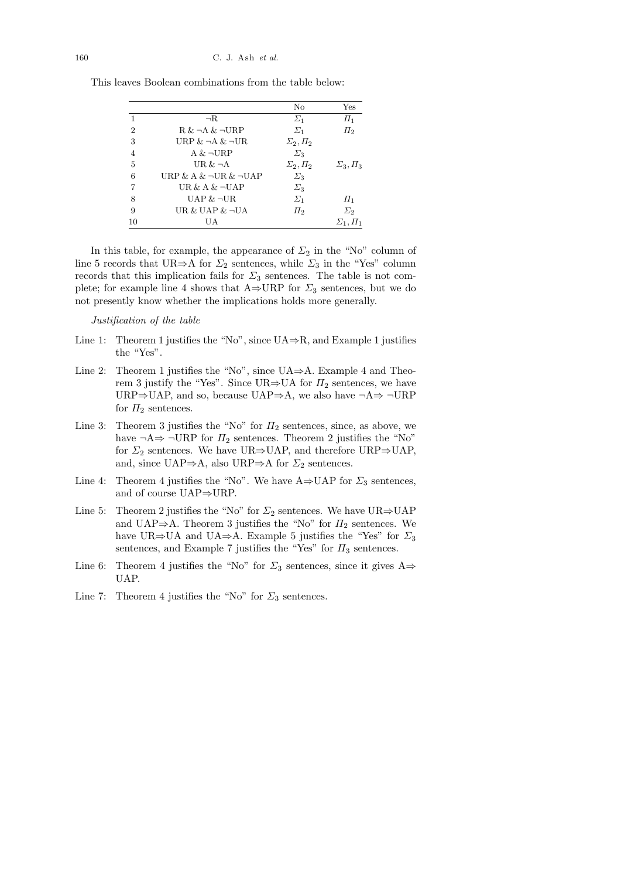This leaves Boolean combinations from the table below:

| | | No | Yes |
|---|---|---|---|
| 1 | ¬R | $\Sigma_1$ | $\Pi_1$ |
| 2 | R & ¬A & ¬URP | $\Sigma_1$ | $\Pi_2$ |
| 3 | URP & ¬A & ¬UR | $\Sigma_2, \Pi_2$ | |
| 4 | A & ¬URP | $\Sigma_3$ | |
| 5 | UR & ¬A | $\Sigma_2, \Pi_2$ | $\Sigma_3, \Pi_3$ |
| 6 | URP & A & ¬UR & ¬UAP | $\Sigma_3$ | |
| 7 | UR & A & ¬UAP | $\Sigma_3$ | |
| 8 | UAP & ¬UR | $\Sigma_1$ | $\Pi_1$ |
| 9 | UR & UAP & ¬UA | $\Pi_2$ | $\Sigma_2$ |
| 10 | UA | | $\Sigma_1, \Pi_1$ |

In this table, for example, the appearance of $\Sigma_2$ in the "No" column of line 5 records that UR⇒A for $\Sigma_2$ sentences, while $\Sigma_3$ in the "Yes" column records that this implication fails for $\Sigma_3$ sentences. The table is not complete; for example line 4 shows that A⇒URP for $\Sigma_3$ sentences, but we do not presently know whether the implications holds more generally.

*Justification of the table*

Line 1: Theorem 1 justifies the "No", since UA⇒R, and Example 1 justifies the "Yes".

Line 2: Theorem 1 justifies the "No", since UA⇒A. Example 4 and Theorem 3 justify the "Yes". Since UR⇒UA for $\Pi_2$ sentences, we have URP⇒UAP, and so, because UAP⇒A, we also have ¬A⇒ ¬URP for $\Pi_2$ sentences.

Line 3: Theorem 3 justifies the "No" for $\Pi_2$ sentences, since, as above, we have ¬A⇒ ¬URP for $\Pi_2$ sentences. Theorem 2 justifies the "No" for $\Sigma_2$ sentences. We have UR⇒UAP, and therefore URP⇒UAP, and, since UAP⇒A, also URP⇒A for $\Sigma_2$ sentences.

Line 4: Theorem 4 justifies the "No". We have A⇒UAP for $\Sigma_3$ sentences, and of course UAP⇒URP.

Line 5: Theorem 2 justifies the "No" for $\Sigma_2$ sentences. We have UR⇒UAP and UAP⇒A. Theorem 3 justifies the "No" for $\Pi_2$ sentences. We have UR⇒UA and UA⇒A. Example 5 justifies the "Yes" for $\Sigma_3$ sentences, and Example 7 justifies the "Yes" for $\Pi_3$ sentences.

Line 6: Theorem 4 justifies the "No" for $\Sigma_3$ sentences, since it gives A⇒ UAP.

Line 7: Theorem 4 justifies the "No" for $\Sigma_3$ sentences.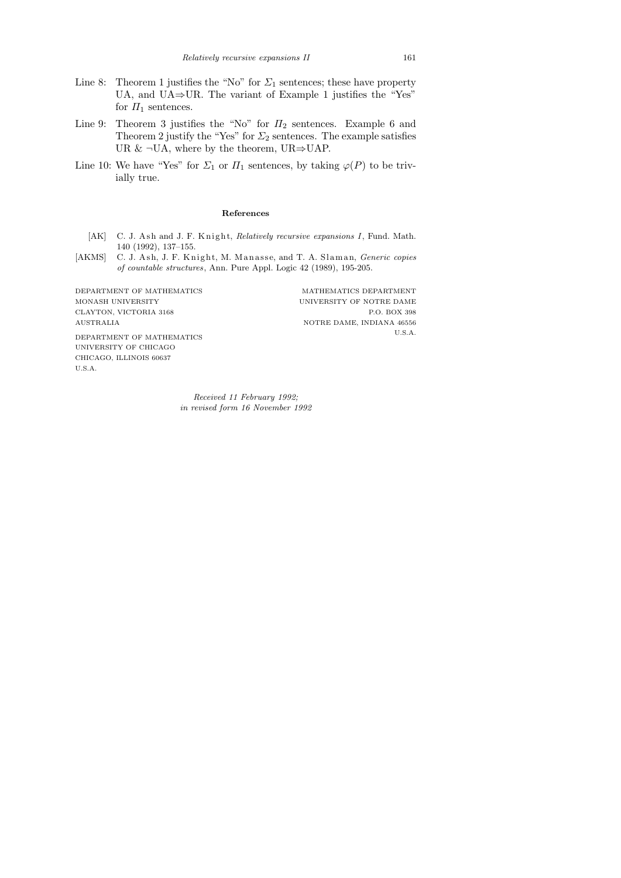Line 8: Theorem 1 justifies the "No" for $\Sigma_1$ sentences; these have property UA, and UA⇒UR. The variant of Example 1 justifies the "Yes" for $\Pi_1$ sentences.

Line 9: Theorem 3 justifies the "No" for $\Pi_2$ sentences. Example 6 and Theorem 2 justify the "Yes" for $\Sigma_2$ sentences. The example satisfies UR & ¬UA, where by the theorem, UR⇒UAP.

Line 10: We have "Yes" for $\Sigma_1$ or $\Pi_1$ sentences, by taking $\varphi(P)$ to be trivially true.

## References

[AK] C. J. Ash and J. F. Knight, *Relatively recursive expansions I*, Fund. Math. 140 (1992), 137–155.

[AKMS] C. J. Ash, J. F. Knight, M. Manasse, and T. A. Slaman, *Generic copies of countable structures*, Ann. Pure Appl. Logic 42 (1989), 195-205.

DEPARTMENT OF MATHEMATICS
MONASH UNIVERSITY
CLAYTON, VICTORIA 3168
AUSTRALIA

DEPARTMENT OF MATHEMATICS
UNIVERSITY OF CHICAGO
CHICAGO, ILLINOIS 60637
U.S.A.

MATHEMATICS DEPARTMENT
UNIVERSITY OF NOTRE DAME
P.O. BOX 398
NOTRE DAME, INDIANA 46556
U.S.A.

*Received 11 February 1992;*
*in revised form 16 November 1992*